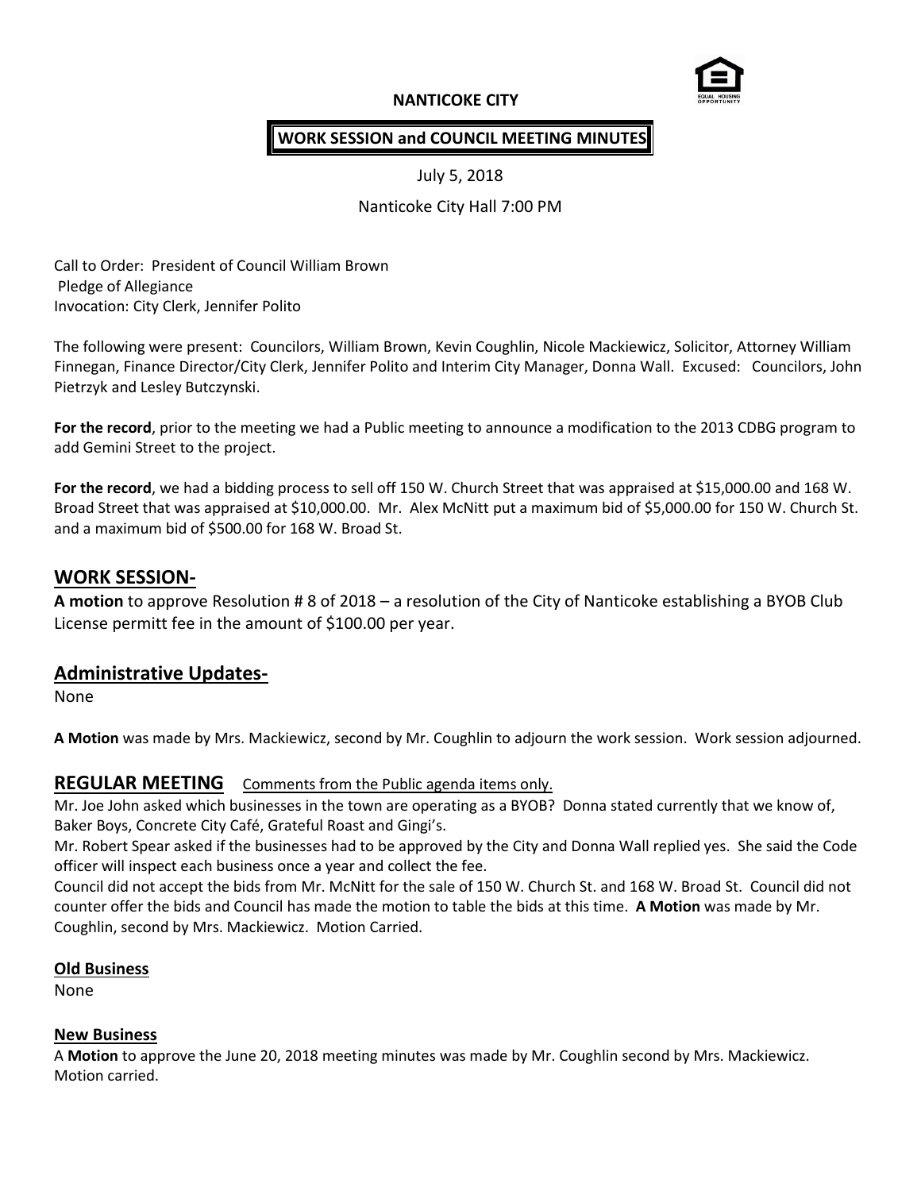**NANTICOKE CITY**

**WORK SESSION and COUNCIL MEETING MINUTES**

July 5, 2018

Nanticoke City Hall 7:00 PM

Call to Order: President of Council William Brown
Pledge of Allegiance
Invocation: City Clerk, Jennifer Polito

The following were present: Councilors, William Brown, Kevin Coughlin, Nicole Mackiewicz, Solicitor, Attorney William Finnegan, Finance Director/City Clerk, Jennifer Polito and Interim City Manager, Donna Wall. Excused: Councilors, John Pietrzyk and Lesley Butczynski.

**For the record**, prior to the meeting we had a Public meeting to announce a modification to the 2013 CDBG program to add Gemini Street to the project.

**For the record**, we had a bidding process to sell off 150 W. Church Street that was appraised at $15,000.00 and 168 W. Broad Street that was appraised at $10,000.00. Mr. Alex McNitt put a maximum bid of $5,000.00 for 150 W. Church St. and a maximum bid of $500.00 for 168 W. Broad St.

## WORK SESSION-

**A motion** to approve Resolution # 8 of 2018 – a resolution of the City of Nanticoke establishing a BYOB Club License permitt fee in the amount of $100.00 per year.

## Administrative Updates-

None

**A Motion** was made by Mrs. Mackiewicz, second by Mr. Coughlin to adjourn the work session. Work session adjourned.

## REGULAR MEETING Comments from the Public agenda items only.

Mr. Joe John asked which businesses in the town are operating as a BYOB? Donna stated currently that we know of, Baker Boys, Concrete City Café, Grateful Roast and Gingi's.

Mr. Robert Spear asked if the businesses had to be approved by the City and Donna Wall replied yes. She said the Code officer will inspect each business once a year and collect the fee.

Council did not accept the bids from Mr. McNitt for the sale of 150 W. Church St. and 168 W. Broad St. Council did not counter offer the bids and Council has made the motion to table the bids at this time. **A Motion** was made by Mr. Coughlin, second by Mrs. Mackiewicz. Motion Carried.

### Old Business

None

### New Business

A **Motion** to approve the June 20, 2018 meeting minutes was made by Mr. Coughlin second by Mrs. Mackiewicz. Motion carried.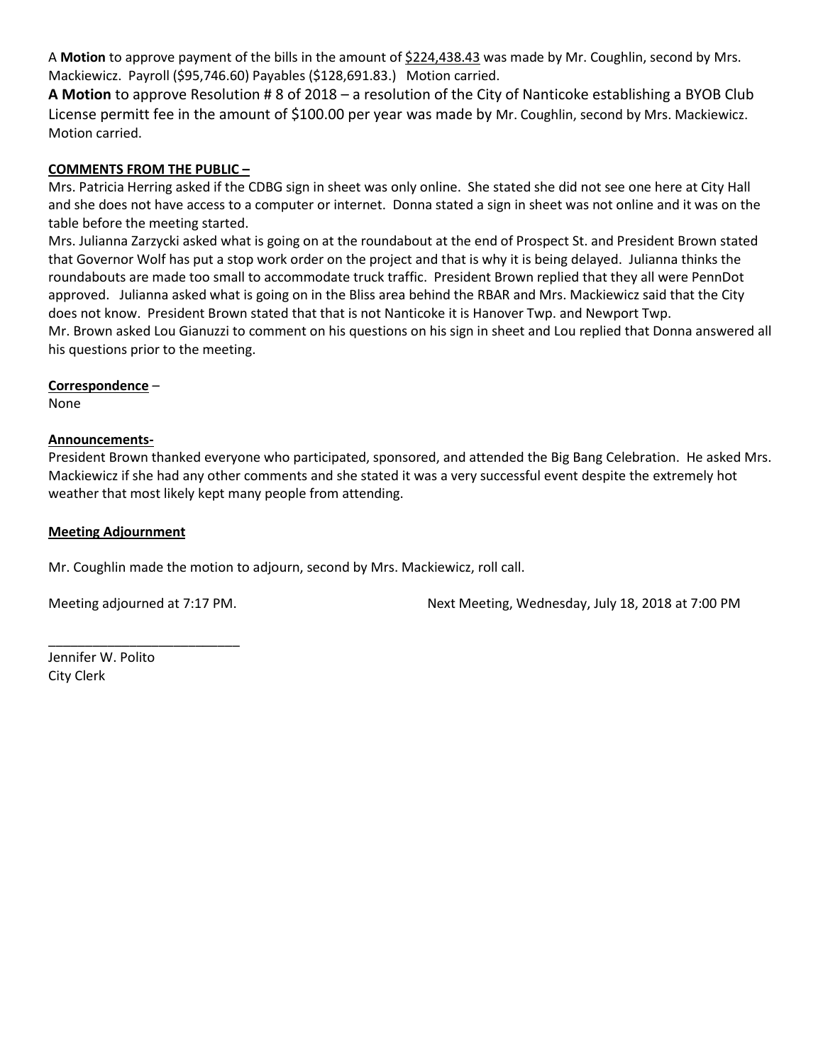A **Motion** to approve payment of the bills in the amount of $224,438.43 was made by Mr. Coughlin, second by Mrs. Mackiewicz. Payroll ($95,746.60) Payables ($128,691.83.) Motion carried.

**A Motion** to approve Resolution # 8 of 2018 – a resolution of the City of Nanticoke establishing a BYOB Club License permitt fee in the amount of $100.00 per year was made by Mr. Coughlin, second by Mrs. Mackiewicz. Motion carried.

**COMMENTS FROM THE PUBLIC –**

Mrs. Patricia Herring asked if the CDBG sign in sheet was only online. She stated she did not see one here at City Hall and she does not have access to a computer or internet. Donna stated a sign in sheet was not online and it was on the table before the meeting started.

Mrs. Julianna Zarzycki asked what is going on at the roundabout at the end of Prospect St. and President Brown stated that Governor Wolf has put a stop work order on the project and that is why it is being delayed. Julianna thinks the roundabouts are made too small to accommodate truck traffic. President Brown replied that they all were PennDot approved. Julianna asked what is going on in the Bliss area behind the RBAR and Mrs. Mackiewicz said that the City does not know. President Brown stated that that is not Nanticoke it is Hanover Twp. and Newport Twp.

Mr. Brown asked Lou Gianuzzi to comment on his questions on his sign in sheet and Lou replied that Donna answered all his questions prior to the meeting.

**Correspondence** –

None

**Announcements-**

President Brown thanked everyone who participated, sponsored, and attended the Big Bang Celebration. He asked Mrs. Mackiewicz if she had any other comments and she stated it was a very successful event despite the extremely hot weather that most likely kept many people from attending.

**Meeting Adjournment**

Mr. Coughlin made the motion to adjourn, second by Mrs. Mackiewicz, roll call.

Meeting adjourned at 7:17 PM. Next Meeting, Wednesday, July 18, 2018 at 7:00 PM

___________________________

Jennifer W. Polito
City Clerk